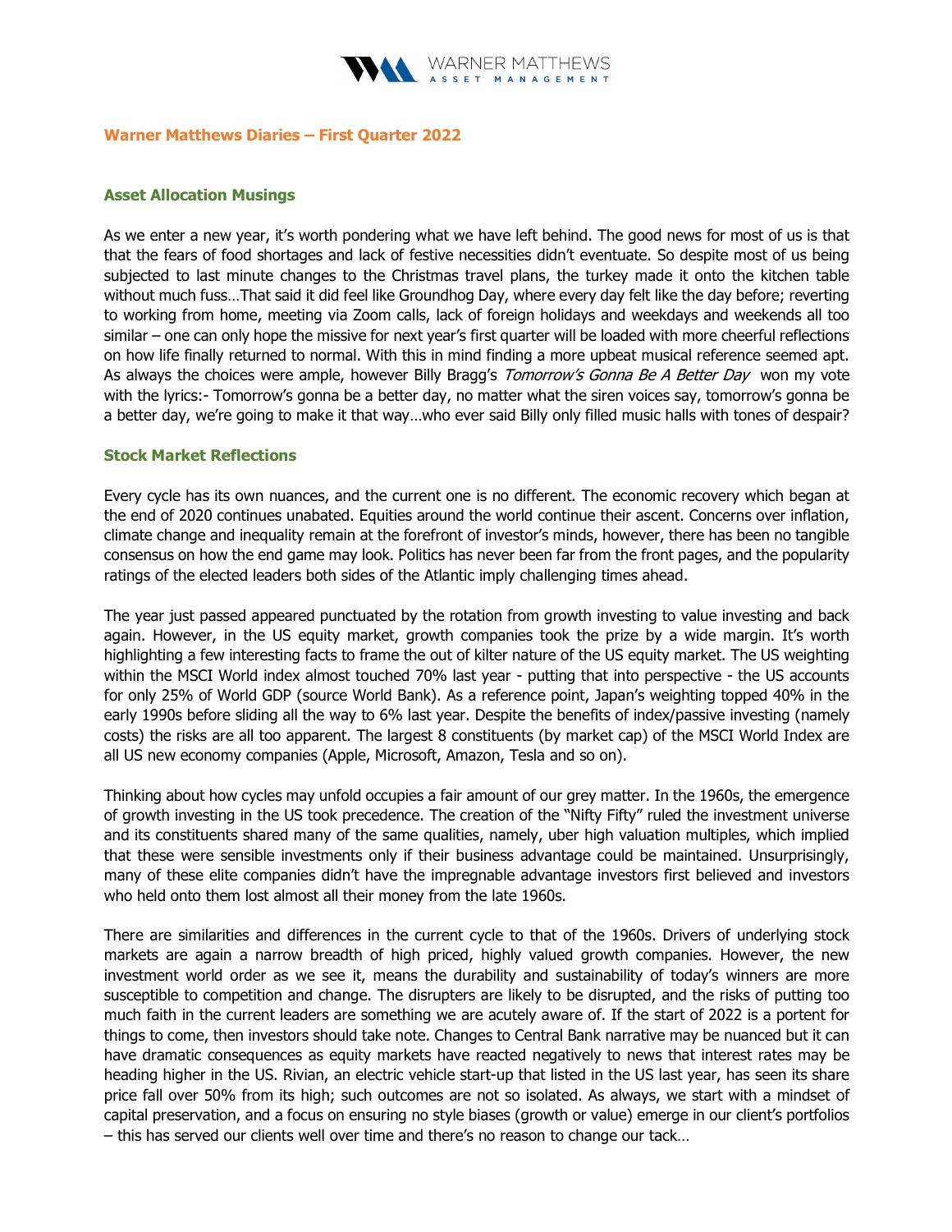## Warner Matthews Diaries – First Quarter 2022

### Asset Allocation Musings

As we enter a new year, it's worth pondering what we have left behind. The good news for most of us is that that the fears of food shortages and lack of festive necessities didn't eventuate. So despite most of us being subjected to last minute changes to the Christmas travel plans, the turkey made it onto the kitchen table without much fuss…That said it did feel like Groundhog Day, where every day felt like the day before; reverting to working from home, meeting via Zoom calls, lack of foreign holidays and weekdays and weekends all too similar – one can only hope the missive for next year's first quarter will be loaded with more cheerful reflections on how life finally returned to normal. With this in mind finding a more upbeat musical reference seemed apt. As always the choices were ample, however Billy Bragg's *Tomorrow's Gonna Be A Better Day* won my vote with the lyrics:- Tomorrow's gonna be a better day, no matter what the siren voices say, tomorrow's gonna be a better day, we're going to make it that way…who ever said Billy only filled music halls with tones of despair?

### Stock Market Reflections

Every cycle has its own nuances, and the current one is no different. The economic recovery which began at the end of 2020 continues unabated. Equities around the world continue their ascent. Concerns over inflation, climate change and inequality remain at the forefront of investor's minds, however, there has been no tangible consensus on how the end game may look. Politics has never been far from the front pages, and the popularity ratings of the elected leaders both sides of the Atlantic imply challenging times ahead.

The year just passed appeared punctuated by the rotation from growth investing to value investing and back again. However, in the US equity market, growth companies took the prize by a wide margin. It's worth highlighting a few interesting facts to frame the out of kilter nature of the US equity market. The US weighting within the MSCI World index almost touched 70% last year - putting that into perspective - the US accounts for only 25% of World GDP (source World Bank). As a reference point, Japan's weighting topped 40% in the early 1990s before sliding all the way to 6% last year. Despite the benefits of index/passive investing (namely costs) the risks are all too apparent. The largest 8 constituents (by market cap) of the MSCI World Index are all US new economy companies (Apple, Microsoft, Amazon, Tesla and so on).

Thinking about how cycles may unfold occupies a fair amount of our grey matter. In the 1960s, the emergence of growth investing in the US took precedence. The creation of the "Nifty Fifty" ruled the investment universe and its constituents shared many of the same qualities, namely, uber high valuation multiples, which implied that these were sensible investments only if their business advantage could be maintained. Unsurprisingly, many of these elite companies didn't have the impregnable advantage investors first believed and investors who held onto them lost almost all their money from the late 1960s.

There are similarities and differences in the current cycle to that of the 1960s. Drivers of underlying stock markets are again a narrow breadth of high priced, highly valued growth companies. However, the new investment world order as we see it, means the durability and sustainability of today's winners are more susceptible to competition and change. The disrupters are likely to be disrupted, and the risks of putting too much faith in the current leaders are something we are acutely aware of. If the start of 2022 is a portent for things to come, then investors should take note. Changes to Central Bank narrative may be nuanced but it can have dramatic consequences as equity markets have reacted negatively to news that interest rates may be heading higher in the US. Rivian, an electric vehicle start-up that listed in the US last year, has seen its share price fall over 50% from its high; such outcomes are not so isolated. As always, we start with a mindset of capital preservation, and a focus on ensuring no style biases (growth or value) emerge in our client's portfolios – this has served our clients well over time and there's no reason to change our tack…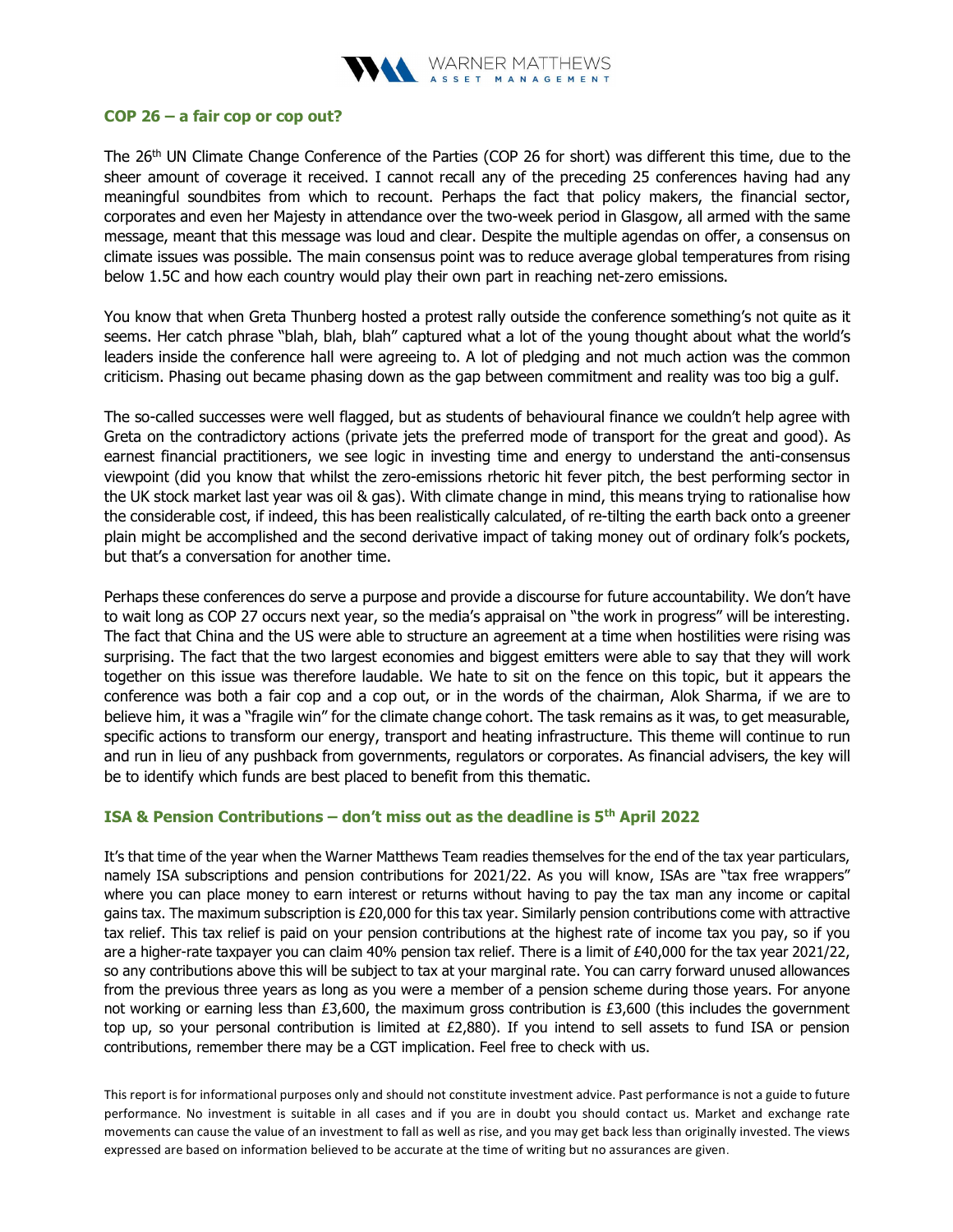## COP 26 – a fair cop or cop out?

The 26th UN Climate Change Conference of the Parties (COP 26 for short) was different this time, due to the sheer amount of coverage it received. I cannot recall any of the preceding 25 conferences having had any meaningful soundbites from which to recount. Perhaps the fact that policy makers, the financial sector, corporates and even her Majesty in attendance over the two-week period in Glasgow, all armed with the same message, meant that this message was loud and clear. Despite the multiple agendas on offer, a consensus on climate issues was possible. The main consensus point was to reduce average global temperatures from rising below 1.5C and how each country would play their own part in reaching net-zero emissions.

You know that when Greta Thunberg hosted a protest rally outside the conference something's not quite as it seems. Her catch phrase "blah, blah, blah" captured what a lot of the young thought about what the world's leaders inside the conference hall were agreeing to. A lot of pledging and not much action was the common criticism. Phasing out became phasing down as the gap between commitment and reality was too big a gulf.

The so-called successes were well flagged, but as students of behavioural finance we couldn't help agree with Greta on the contradictory actions (private jets the preferred mode of transport for the great and good). As earnest financial practitioners, we see logic in investing time and energy to understand the anti-consensus viewpoint (did you know that whilst the zero-emissions rhetoric hit fever pitch, the best performing sector in the UK stock market last year was oil & gas). With climate change in mind, this means trying to rationalise how the considerable cost, if indeed, this has been realistically calculated, of re-tilting the earth back onto a greener plain might be accomplished and the second derivative impact of taking money out of ordinary folk's pockets, but that's a conversation for another time.

Perhaps these conferences do serve a purpose and provide a discourse for future accountability. We don't have to wait long as COP 27 occurs next year, so the media's appraisal on "the work in progress" will be interesting. The fact that China and the US were able to structure an agreement at a time when hostilities were rising was surprising. The fact that the two largest economies and biggest emitters were able to say that they will work together on this issue was therefore laudable. We hate to sit on the fence on this topic, but it appears the conference was both a fair cop and a cop out, or in the words of the chairman, Alok Sharma, if we are to believe him, it was a "fragile win" for the climate change cohort. The task remains as it was, to get measurable, specific actions to transform our energy, transport and heating infrastructure. This theme will continue to run and run in lieu of any pushback from governments, regulators or corporates. As financial advisers, the key will be to identify which funds are best placed to benefit from this thematic.

## ISA & Pension Contributions – don't miss out as the deadline is 5th April 2022

It's that time of the year when the Warner Matthews Team readies themselves for the end of the tax year particulars, namely ISA subscriptions and pension contributions for 2021/22. As you will know, ISAs are "tax free wrappers" where you can place money to earn interest or returns without having to pay the tax man any income or capital gains tax. The maximum subscription is £20,000 for this tax year. Similarly pension contributions come with attractive tax relief. This tax relief is paid on your pension contributions at the highest rate of income tax you pay, so if you are a higher-rate taxpayer you can claim 40% pension tax relief. There is a limit of £40,000 for the tax year 2021/22, so any contributions above this will be subject to tax at your marginal rate. You can carry forward unused allowances from the previous three years as long as you were a member of a pension scheme during those years. For anyone not working or earning less than £3,600, the maximum gross contribution is £3,600 (this includes the government top up, so your personal contribution is limited at £2,880). If you intend to sell assets to fund ISA or pension contributions, remember there may be a CGT implication. Feel free to check with us.

This report is for informational purposes only and should not constitute investment advice. Past performance is not a guide to future performance. No investment is suitable in all cases and if you are in doubt you should contact us. Market and exchange rate movements can cause the value of an investment to fall as well as rise, and you may get back less than originally invested. The views expressed are based on information believed to be accurate at the time of writing but no assurances are given.